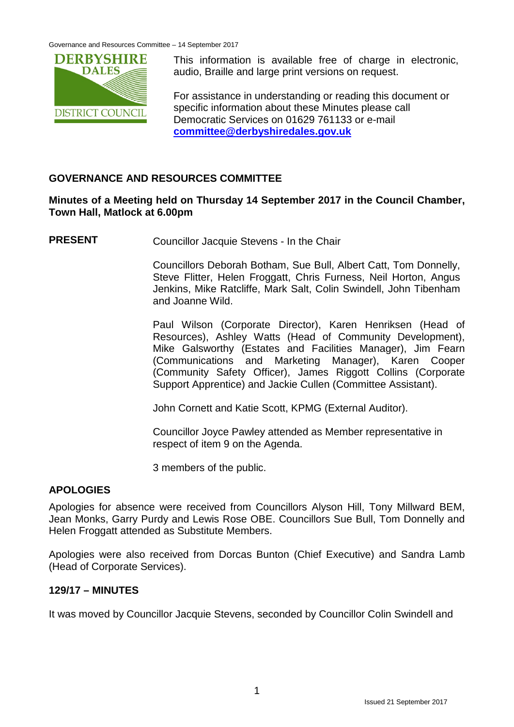This information is available free of charge in electronic, audio, Braille and large print versions on request.

For assistance in understanding or reading this document or specific information about these Minutes please call Democratic Services on 01629 761133 or e-mail **committee@derbyshiredales.gov.uk**

## GOVERNANCE AND RESOURCES COMMITTEE

**Minutes of a Meeting held on Thursday 14 September 2017 in the Council Chamber, Town Hall, Matlock at 6.00pm**

**PRESENT** Councillor Jacquie Stevens - In the Chair

Councillors Deborah Botham, Sue Bull, Albert Catt, Tom Donnelly, Steve Flitter, Helen Froggatt, Chris Furness, Neil Horton, Angus Jenkins, Mike Ratcliffe, Mark Salt, Colin Swindell, John Tibenham and Joanne Wild.

Paul Wilson (Corporate Director), Karen Henriksen (Head of Resources), Ashley Watts (Head of Community Development), Mike Galsworthy (Estates and Facilities Manager), Jim Fearn (Communications and Marketing Manager), Karen Cooper (Community Safety Officer), James Riggott Collins (Corporate Support Apprentice) and Jackie Cullen (Committee Assistant).

John Cornett and Katie Scott, KPMG (External Auditor).

Councillor Joyce Pawley attended as Member representative in respect of item 9 on the Agenda.

3 members of the public.

### APOLOGIES

Apologies for absence were received from Councillors Alyson Hill, Tony Millward BEM, Jean Monks, Garry Purdy and Lewis Rose OBE. Councillors Sue Bull, Tom Donnelly and Helen Froggatt attended as Substitute Members.

Apologies were also received from Dorcas Bunton (Chief Executive) and Sandra Lamb (Head of Corporate Services).

### 129/17 – MINUTES

It was moved by Councillor Jacquie Stevens, seconded by Councillor Colin Swindell and

Issued 21 September 2017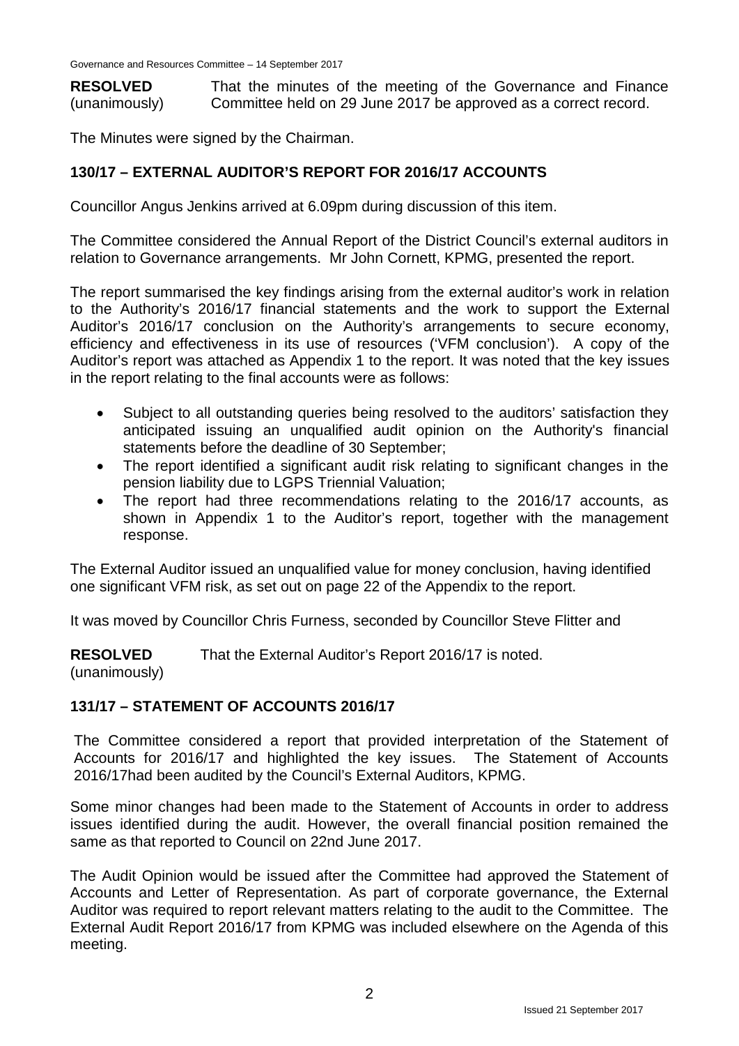**RESOLVED** (unanimously) That the minutes of the meeting of the Governance and Finance Committee held on 29 June 2017 be approved as a correct record.

The Minutes were signed by the Chairman.

## 130/17 – EXTERNAL AUDITOR'S REPORT FOR 2016/17 ACCOUNTS

Councillor Angus Jenkins arrived at 6.09pm during discussion of this item.

The Committee considered the Annual Report of the District Council's external auditors in relation to Governance arrangements. Mr John Cornett, KPMG, presented the report.

The report summarised the key findings arising from the external auditor's work in relation to the Authority's 2016/17 financial statements and the work to support the External Auditor's 2016/17 conclusion on the Authority's arrangements to secure economy, efficiency and effectiveness in its use of resources ('VFM conclusion'). A copy of the Auditor's report was attached as Appendix 1 to the report. It was noted that the key issues in the report relating to the final accounts were as follows:

- Subject to all outstanding queries being resolved to the auditors' satisfaction they anticipated issuing an unqualified audit opinion on the Authority's financial statements before the deadline of 30 September;
- The report identified a significant audit risk relating to significant changes in the pension liability due to LGPS Triennial Valuation;
- The report had three recommendations relating to the 2016/17 accounts, as shown in Appendix 1 to the Auditor's report, together with the management response.

The External Auditor issued an unqualified value for money conclusion, having identified one significant VFM risk, as set out on page 22 of the Appendix to the report.

It was moved by Councillor Chris Furness, seconded by Councillor Steve Flitter and

**RESOLVED** (unanimously) That the External Auditor's Report 2016/17 is noted.

## 131/17 – STATEMENT OF ACCOUNTS 2016/17

The Committee considered a report that provided interpretation of the Statement of Accounts for 2016/17 and highlighted the key issues. The Statement of Accounts 2016/17had been audited by the Council's External Auditors, KPMG.

Some minor changes had been made to the Statement of Accounts in order to address issues identified during the audit. However, the overall financial position remained the same as that reported to Council on 22nd June 2017.

The Audit Opinion would be issued after the Committee had approved the Statement of Accounts and Letter of Representation. As part of corporate governance, the External Auditor was required to report relevant matters relating to the audit to the Committee. The External Audit Report 2016/17 from KPMG was included elsewhere on the Agenda of this meeting.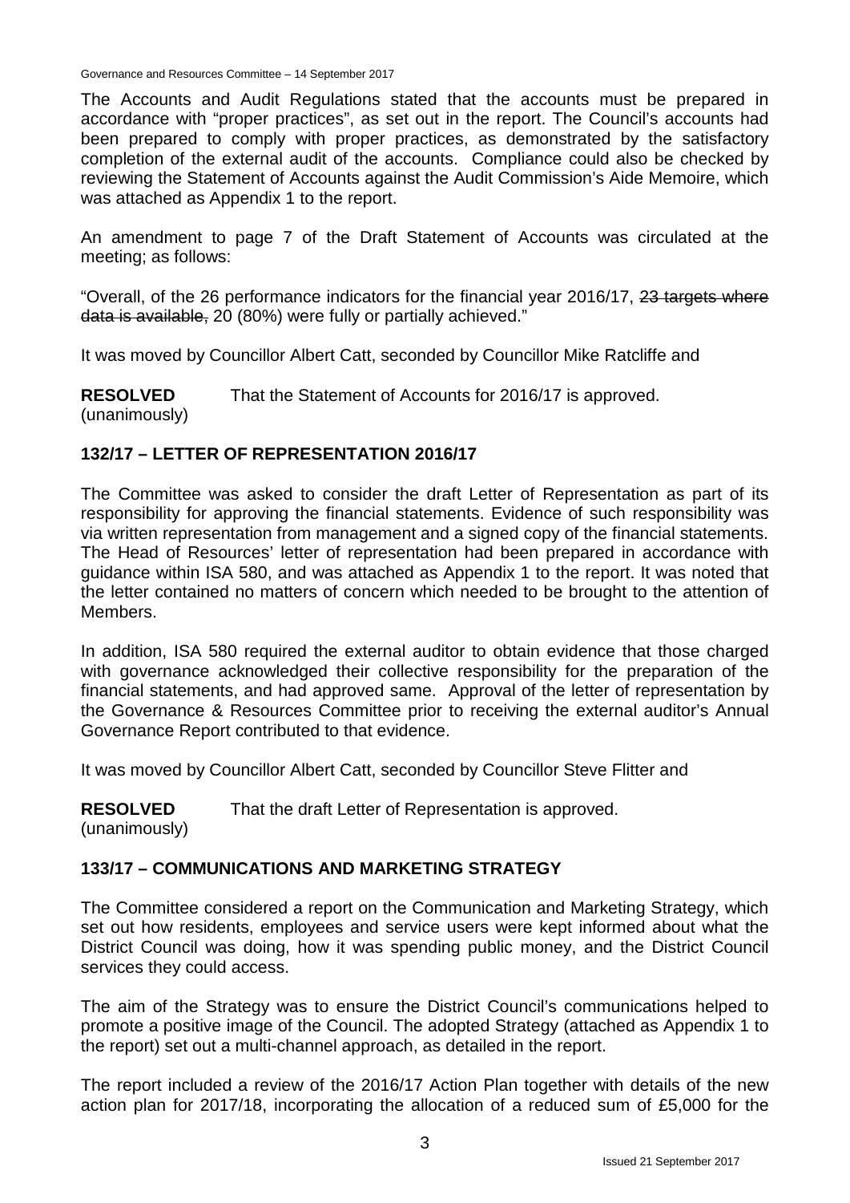The Accounts and Audit Regulations stated that the accounts must be prepared in accordance with "proper practices", as set out in the report. The Council's accounts had been prepared to comply with proper practices, as demonstrated by the satisfactory completion of the external audit of the accounts. Compliance could also be checked by reviewing the Statement of Accounts against the Audit Commission's Aide Memoire, which was attached as Appendix 1 to the report.

An amendment to page 7 of the Draft Statement of Accounts was circulated at the meeting; as follows:

"Overall, of the 26 performance indicators for the financial year 2016/17, ~~23 targets where data is available,~~ 20 (80%) were fully or partially achieved."

It was moved by Councillor Albert Catt, seconded by Councillor Mike Ratcliffe and

**RESOLVED** (unanimously) That the Statement of Accounts for 2016/17 is approved.

## 132/17 – LETTER OF REPRESENTATION 2016/17

The Committee was asked to consider the draft Letter of Representation as part of its responsibility for approving the financial statements. Evidence of such responsibility was via written representation from management and a signed copy of the financial statements. The Head of Resources' letter of representation had been prepared in accordance with guidance within ISA 580, and was attached as Appendix 1 to the report. It was noted that the letter contained no matters of concern which needed to be brought to the attention of Members.

In addition, ISA 580 required the external auditor to obtain evidence that those charged with governance acknowledged their collective responsibility for the preparation of the financial statements, and had approved same. Approval of the letter of representation by the Governance & Resources Committee prior to receiving the external auditor's Annual Governance Report contributed to that evidence.

It was moved by Councillor Albert Catt, seconded by Councillor Steve Flitter and

**RESOLVED** (unanimously) That the draft Letter of Representation is approved.

## 133/17 – COMMUNICATIONS AND MARKETING STRATEGY

The Committee considered a report on the Communication and Marketing Strategy, which set out how residents, employees and service users were kept informed about what the District Council was doing, how it was spending public money, and the District Council services they could access.

The aim of the Strategy was to ensure the District Council's communications helped to promote a positive image of the Council. The adopted Strategy (attached as Appendix 1 to the report) set out a multi-channel approach, as detailed in the report.

The report included a review of the 2016/17 Action Plan together with details of the new action plan for 2017/18, incorporating the allocation of a reduced sum of £5,000 for the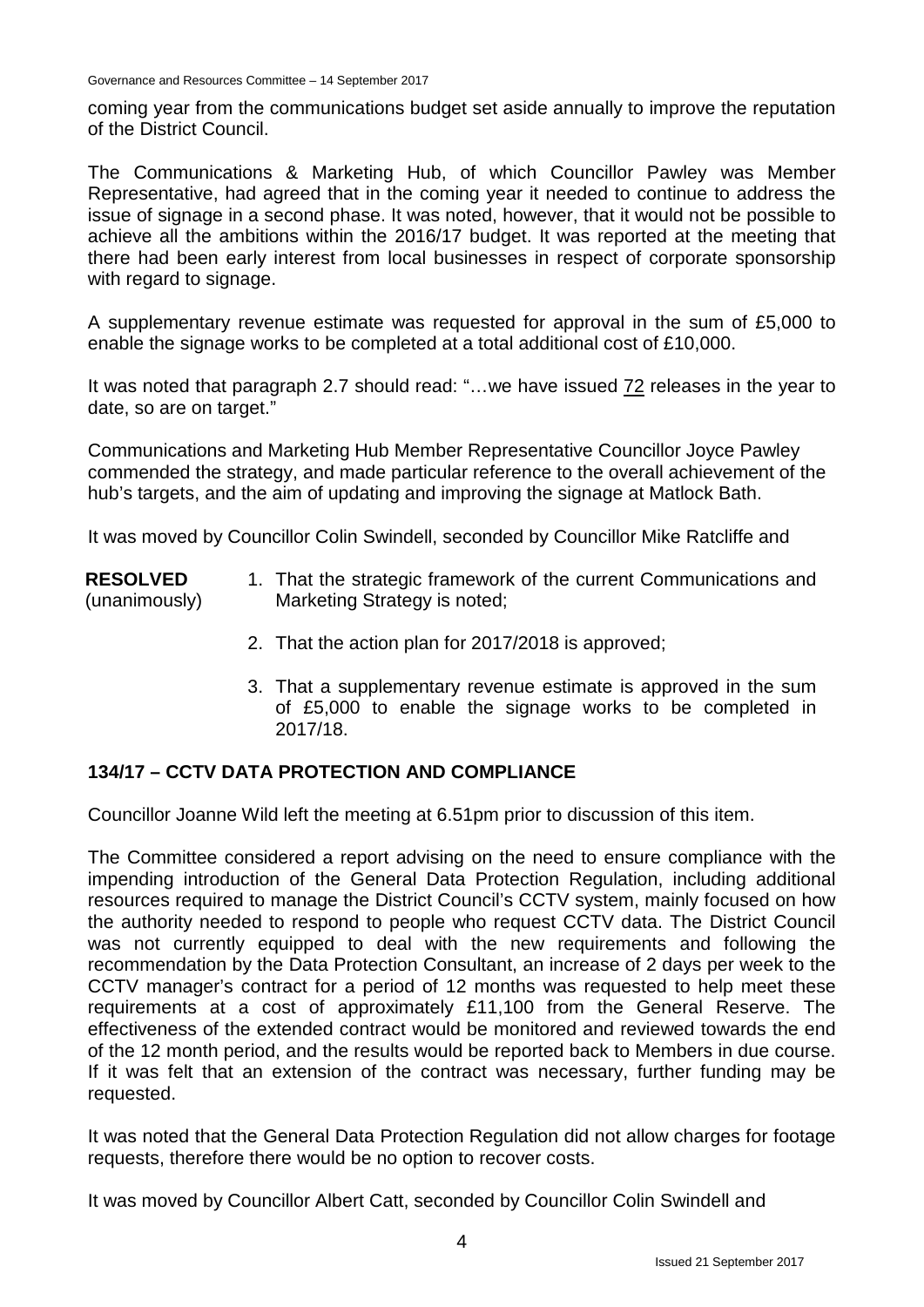coming year from the communications budget set aside annually to improve the reputation of the District Council.

The Communications & Marketing Hub, of which Councillor Pawley was Member Representative, had agreed that in the coming year it needed to continue to address the issue of signage in a second phase. It was noted, however, that it would not be possible to achieve all the ambitions within the 2016/17 budget. It was reported at the meeting that there had been early interest from local businesses in respect of corporate sponsorship with regard to signage.

A supplementary revenue estimate was requested for approval in the sum of £5,000 to enable the signage works to be completed at a total additional cost of £10,000.

It was noted that paragraph 2.7 should read: "…we have issued 72 releases in the year to date, so are on target."

Communications and Marketing Hub Member Representative Councillor Joyce Pawley commended the strategy, and made particular reference to the overall achievement of the hub's targets, and the aim of updating and improving the signage at Matlock Bath.

It was moved by Councillor Colin Swindell, seconded by Councillor Mike Ratcliffe and

**RESOLVED** (unanimously)

1. That the strategic framework of the current Communications and Marketing Strategy is noted;
2. That the action plan for 2017/2018 is approved;
3. That a supplementary revenue estimate is approved in the sum of £5,000 to enable the signage works to be completed in 2017/18.

## 134/17 – CCTV DATA PROTECTION AND COMPLIANCE

Councillor Joanne Wild left the meeting at 6.51pm prior to discussion of this item.

The Committee considered a report advising on the need to ensure compliance with the impending introduction of the General Data Protection Regulation, including additional resources required to manage the District Council's CCTV system, mainly focused on how the authority needed to respond to people who request CCTV data. The District Council was not currently equipped to deal with the new requirements and following the recommendation by the Data Protection Consultant, an increase of 2 days per week to the CCTV manager's contract for a period of 12 months was requested to help meet these requirements at a cost of approximately £11,100 from the General Reserve. The effectiveness of the extended contract would be monitored and reviewed towards the end of the 12 month period, and the results would be reported back to Members in due course. If it was felt that an extension of the contract was necessary, further funding may be requested.

It was noted that the General Data Protection Regulation did not allow charges for footage requests, therefore there would be no option to recover costs.

It was moved by Councillor Albert Catt, seconded by Councillor Colin Swindell and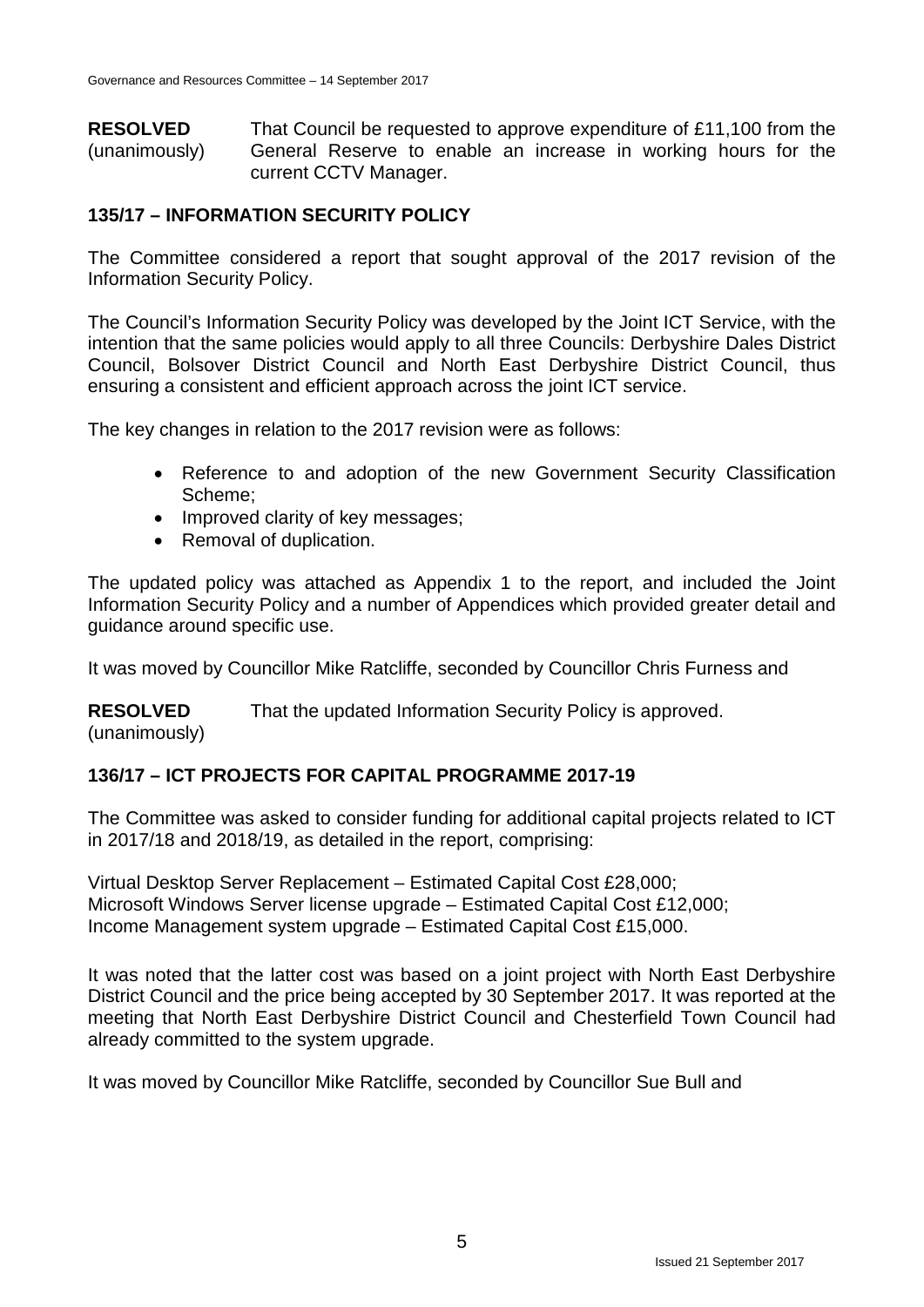**RESOLVED** (unanimously) That Council be requested to approve expenditure of £11,100 from the General Reserve to enable an increase in working hours for the current CCTV Manager.

## 135/17 – INFORMATION SECURITY POLICY

The Committee considered a report that sought approval of the 2017 revision of the Information Security Policy.

The Council's Information Security Policy was developed by the Joint ICT Service, with the intention that the same policies would apply to all three Councils: Derbyshire Dales District Council, Bolsover District Council and North East Derbyshire District Council, thus ensuring a consistent and efficient approach across the joint ICT service.

The key changes in relation to the 2017 revision were as follows:

- Reference to and adoption of the new Government Security Classification Scheme;
- Improved clarity of key messages;
- Removal of duplication.

The updated policy was attached as Appendix 1 to the report, and included the Joint Information Security Policy and a number of Appendices which provided greater detail and guidance around specific use.

It was moved by Councillor Mike Ratcliffe, seconded by Councillor Chris Furness and

**RESOLVED** (unanimously) That the updated Information Security Policy is approved.

## 136/17 – ICT PROJECTS FOR CAPITAL PROGRAMME 2017-19

The Committee was asked to consider funding for additional capital projects related to ICT in 2017/18 and 2018/19, as detailed in the report, comprising:

Virtual Desktop Server Replacement – Estimated Capital Cost £28,000;
Microsoft Windows Server license upgrade – Estimated Capital Cost £12,000;
Income Management system upgrade – Estimated Capital Cost £15,000.

It was noted that the latter cost was based on a joint project with North East Derbyshire District Council and the price being accepted by 30 September 2017. It was reported at the meeting that North East Derbyshire District Council and Chesterfield Town Council had already committed to the system upgrade.

It was moved by Councillor Mike Ratcliffe, seconded by Councillor Sue Bull and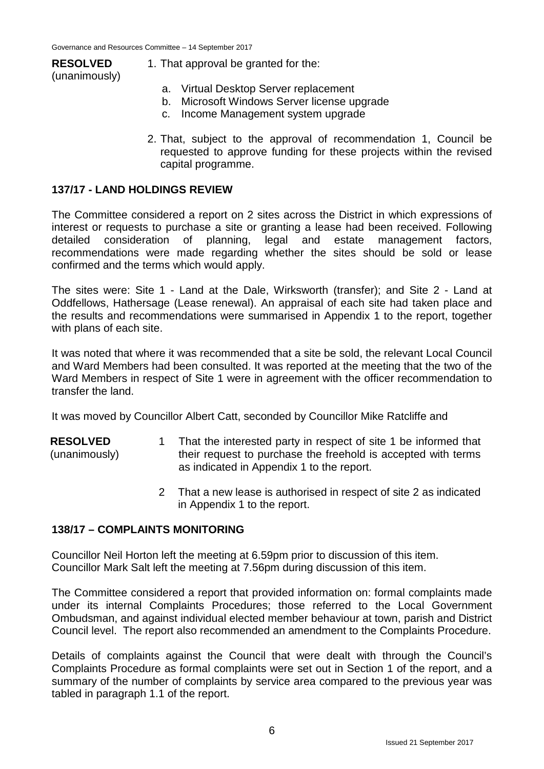**RESOLVED** (unanimously)

1. That approval be granted for the:
   a. Virtual Desktop Server replacement
   b. Microsoft Windows Server license upgrade
   c. Income Management system upgrade
2. That, subject to the approval of recommendation 1, Council be requested to approve funding for these projects within the revised capital programme.

## 137/17 - LAND HOLDINGS REVIEW

The Committee considered a report on 2 sites across the District in which expressions of interest or requests to purchase a site or granting a lease had been received. Following detailed consideration of planning, legal and estate management factors, recommendations were made regarding whether the sites should be sold or lease confirmed and the terms which would apply.

The sites were: Site 1 - Land at the Dale, Wirksworth (transfer); and Site 2 - Land at Oddfellows, Hathersage (Lease renewal). An appraisal of each site had taken place and the results and recommendations were summarised in Appendix 1 to the report, together with plans of each site.

It was noted that where it was recommended that a site be sold, the relevant Local Council and Ward Members had been consulted. It was reported at the meeting that the two of the Ward Members in respect of Site 1 were in agreement with the officer recommendation to transfer the land.

It was moved by Councillor Albert Catt, seconded by Councillor Mike Ratcliffe and

**RESOLVED** (unanimously)

1. That the interested party in respect of site 1 be informed that their request to purchase the freehold is accepted with terms as indicated in Appendix 1 to the report.
2. That a new lease is authorised in respect of site 2 as indicated in Appendix 1 to the report.

## 138/17 – COMPLAINTS MONITORING

Councillor Neil Horton left the meeting at 6.59pm prior to discussion of this item.
Councillor Mark Salt left the meeting at 7.56pm during discussion of this item.

The Committee considered a report that provided information on: formal complaints made under its internal Complaints Procedures; those referred to the Local Government Ombudsman, and against individual elected member behaviour at town, parish and District Council level. The report also recommended an amendment to the Complaints Procedure.

Details of complaints against the Council that were dealt with through the Council's Complaints Procedure as formal complaints were set out in Section 1 of the report, and a summary of the number of complaints by service area compared to the previous year was tabled in paragraph 1.1 of the report.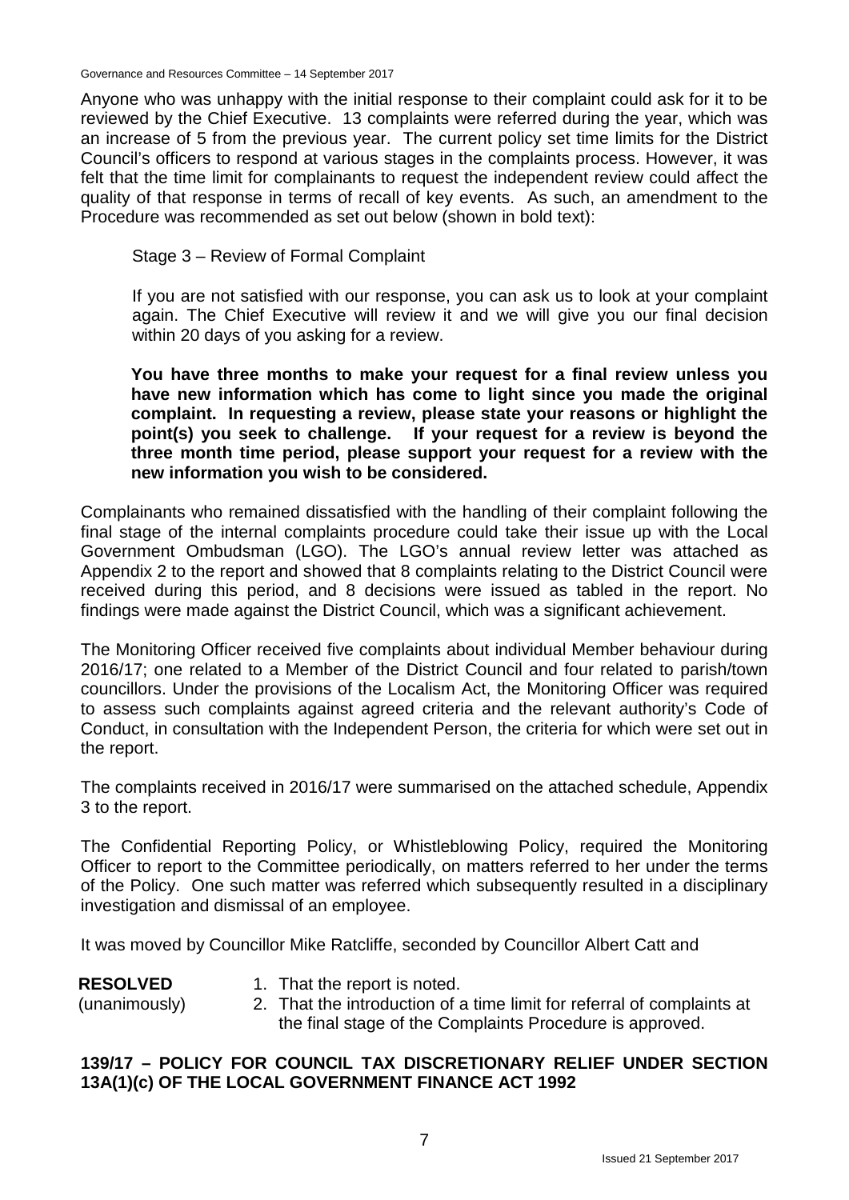Anyone who was unhappy with the initial response to their complaint could ask for it to be reviewed by the Chief Executive. 13 complaints were referred during the year, which was an increase of 5 from the previous year. The current policy set time limits for the District Council's officers to respond at various stages in the complaints process. However, it was felt that the time limit for complainants to request the independent review could affect the quality of that response in terms of recall of key events. As such, an amendment to the Procedure was recommended as set out below (shown in bold text):

> Stage 3 – Review of Formal Complaint
>
> If you are not satisfied with our response, you can ask us to look at your complaint again. The Chief Executive will review it and we will give you our final decision within 20 days of you asking for a review.
>
> **You have three months to make your request for a final review unless you have new information which has come to light since you made the original complaint. In requesting a review, please state your reasons or highlight the point(s) you seek to challenge. If your request for a review is beyond the three month time period, please support your request for a review with the new information you wish to be considered.**

Complainants who remained dissatisfied with the handling of their complaint following the final stage of the internal complaints procedure could take their issue up with the Local Government Ombudsman (LGO). The LGO's annual review letter was attached as Appendix 2 to the report and showed that 8 complaints relating to the District Council were received during this period, and 8 decisions were issued as tabled in the report. No findings were made against the District Council, which was a significant achievement.

The Monitoring Officer received five complaints about individual Member behaviour during 2016/17; one related to a Member of the District Council and four related to parish/town councillors. Under the provisions of the Localism Act, the Monitoring Officer was required to assess such complaints against agreed criteria and the relevant authority's Code of Conduct, in consultation with the Independent Person, the criteria for which were set out in the report.

The complaints received in 2016/17 were summarised on the attached schedule, Appendix 3 to the report.

The Confidential Reporting Policy, or Whistleblowing Policy, required the Monitoring Officer to report to the Committee periodically, on matters referred to her under the terms of the Policy. One such matter was referred which subsequently resulted in a disciplinary investigation and dismissal of an employee.

It was moved by Councillor Mike Ratcliffe, seconded by Councillor Albert Catt and

**RESOLVED** (unanimously)

1. That the report is noted.
2. That the introduction of a time limit for referral of complaints at the final stage of the Complaints Procedure is approved.

## 139/17 – POLICY FOR COUNCIL TAX DISCRETIONARY RELIEF UNDER SECTION 13A(1)(c) OF THE LOCAL GOVERNMENT FINANCE ACT 1992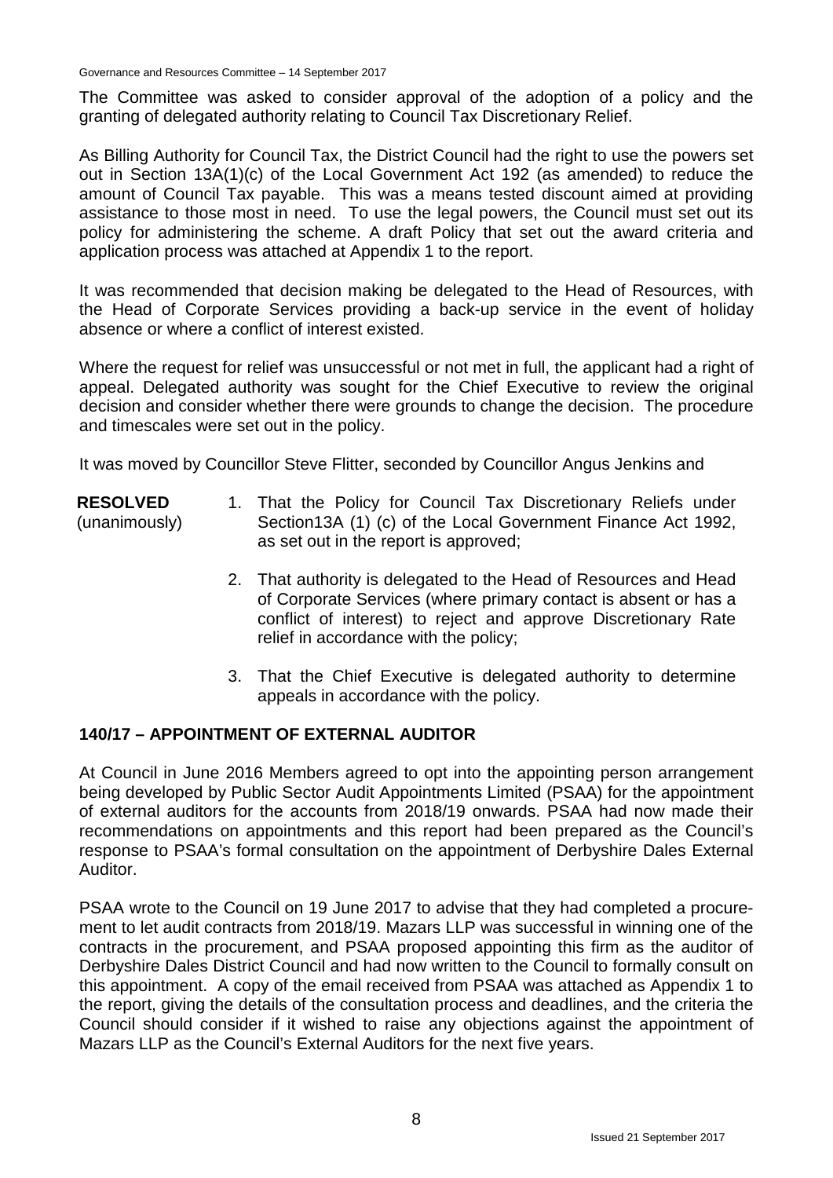The Committee was asked to consider approval of the adoption of a policy and the granting of delegated authority relating to Council Tax Discretionary Relief.

As Billing Authority for Council Tax, the District Council had the right to use the powers set out in Section 13A(1)(c) of the Local Government Act 192 (as amended) to reduce the amount of Council Tax payable. This was a means tested discount aimed at providing assistance to those most in need. To use the legal powers, the Council must set out its policy for administering the scheme. A draft Policy that set out the award criteria and application process was attached at Appendix 1 to the report.

It was recommended that decision making be delegated to the Head of Resources, with the Head of Corporate Services providing a back-up service in the event of holiday absence or where a conflict of interest existed.

Where the request for relief was unsuccessful or not met in full, the applicant had a right of appeal. Delegated authority was sought for the Chief Executive to review the original decision and consider whether there were grounds to change the decision. The procedure and timescales were set out in the policy.

It was moved by Councillor Steve Flitter, seconded by Councillor Angus Jenkins and

**RESOLVED** (unanimously)

1. That the Policy for Council Tax Discretionary Reliefs under Section13A (1) (c) of the Local Government Finance Act 1992, as set out in the report is approved;
2. That authority is delegated to the Head of Resources and Head of Corporate Services (where primary contact is absent or has a conflict of interest) to reject and approve Discretionary Rate relief in accordance with the policy;
3. That the Chief Executive is delegated authority to determine appeals in accordance with the policy.

## 140/17 – APPOINTMENT OF EXTERNAL AUDITOR

At Council in June 2016 Members agreed to opt into the appointing person arrangement being developed by Public Sector Audit Appointments Limited (PSAA) for the appointment of external auditors for the accounts from 2018/19 onwards. PSAA had now made their recommendations on appointments and this report had been prepared as the Council's response to PSAA's formal consultation on the appointment of Derbyshire Dales External Auditor.

PSAA wrote to the Council on 19 June 2017 to advise that they had completed a procurement to let audit contracts from 2018/19. Mazars LLP was successful in winning one of the contracts in the procurement, and PSAA proposed appointing this firm as the auditor of Derbyshire Dales District Council and had now written to the Council to formally consult on this appointment. A copy of the email received from PSAA was attached as Appendix 1 to the report, giving the details of the consultation process and deadlines, and the criteria the Council should consider if it wished to raise any objections against the appointment of Mazars LLP as the Council's External Auditors for the next five years.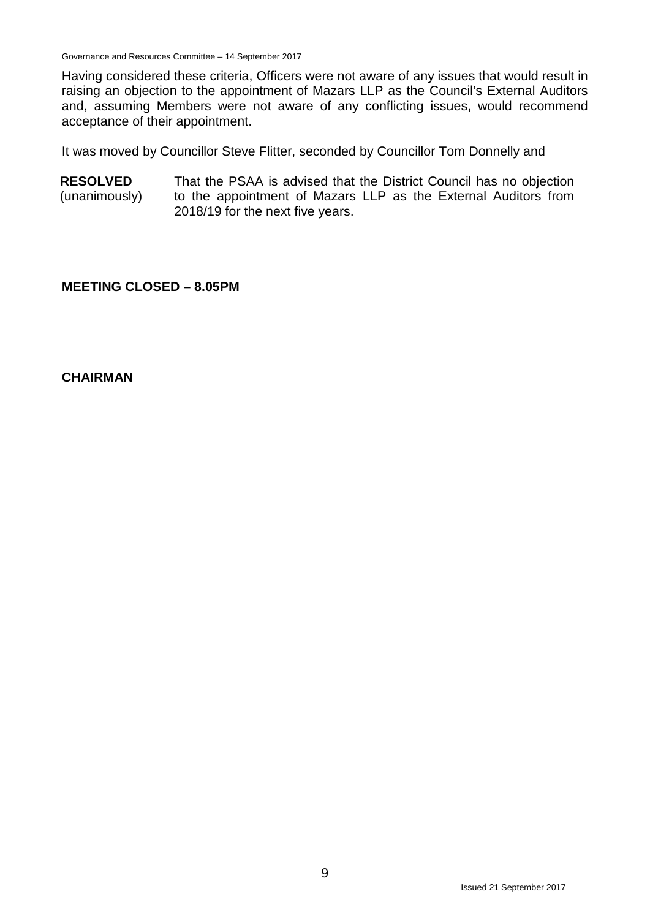Having considered these criteria, Officers were not aware of any issues that would result in raising an objection to the appointment of Mazars LLP as the Council's External Auditors and, assuming Members were not aware of any conflicting issues, would recommend acceptance of their appointment.

It was moved by Councillor Steve Flitter, seconded by Councillor Tom Donnelly and

| | |
|---|---|
| **RESOLVED** (unanimously) | That the PSAA is advised that the District Council has no objection to the appointment of Mazars LLP as the External Auditors from 2018/19 for the next five years. |

**MEETING CLOSED – 8.05PM**

**CHAIRMAN**